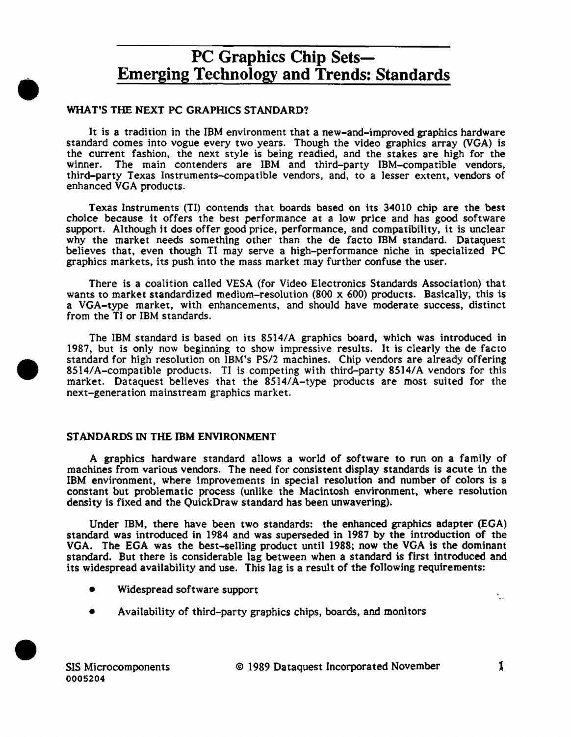# PC Graphics Chip Sets—
# Emerging Technology and Trends: Standards

## WHAT'S THE NEXT PC GRAPHICS STANDARD?

It is a tradition in the IBM environment that a new-and-improved graphics hardware standard comes into vogue every two years. Though the video graphics array (VGA) is the current fashion, the next style is being readied, and the stakes are high for the winner. The main contenders are IBM and third-party IBM-compatible vendors, third-party Texas Instruments-compatible vendors, and, to a lesser extent, vendors of enhanced VGA products.

Texas Instruments (TI) contends that boards based on its 34010 chip are the best choice because it offers the best performance at a low price and has good software support. Although it does offer good price, performance, and compatibility, it is unclear why the market needs something other than the de facto IBM standard. Dataquest believes that, even though TI may serve a high-performance niche in specialized PC graphics markets, its push into the mass market may further confuse the user.

There is a coalition called VESA (for Video Electronics Standards Association) that wants to market standardized medium-resolution (800 x 600) products. Basically, this is a VGA-type market, with enhancements, and should have moderate success, distinct from the TI or IBM standards.

The IBM standard is based on its 8514/A graphics board, which was introduced in 1987, but is only now beginning to show impressive results. It is clearly the de facto standard for high resolution on IBM's PS/2 machines. Chip vendors are already offering 8514/A-compatible products. TI is competing with third-party 8514/A vendors for this market. Dataquest believes that the 8514/A-type products are most suited for the next-generation mainstream graphics market.

## STANDARDS IN THE IBM ENVIRONMENT

A graphics hardware standard allows a world of software to run on a family of machines from various vendors. The need for consistent display standards is acute in the IBM environment, where improvements in special resolution and number of colors is a constant but problematic process (unlike the Macintosh environment, where resolution density is fixed and the QuickDraw standard has been unwavering).

Under IBM, there have been two standards: the enhanced graphics adapter (EGA) standard was introduced in 1984 and was superseded in 1987 by the introduction of the VGA. The EGA was the best-selling product until 1988; now the VGA is the dominant standard. But there is considerable lag between when a standard is first introduced and its widespread availability and use. This lag is a result of the following requirements:

- Widespread software support
- Availability of third-party graphics chips, boards, and monitors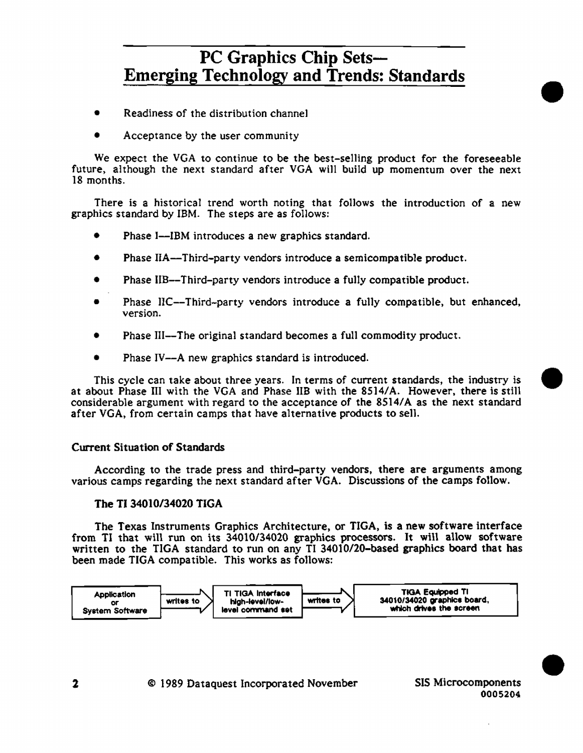# PC Graphics Chip Sets— Emerging Technology and Trends: Standards

- Readiness of the distribution channel
- Acceptance by the user community

We expect the VGA to continue to be the best-selling product for the foreseeable future, although the next standard after VGA will build up momentum over the next 18 months.

There is a historical trend worth noting that follows the introduction of a new graphics standard by IBM. The steps are as follows:

- Phase I—IBM introduces a new graphics standard.
- Phase IIA—Third-party vendors introduce a semicompatible product.
- Phase IIB—Third-party vendors introduce a fully compatible product.
- Phase IIC—Third-party vendors introduce a fully compatible, but enhanced, version.
- Phase III—The original standard becomes a full commodity product.
- Phase IV—A new graphics standard is introduced.

This cycle can take about three years. In terms of current standards, the industry is at about Phase III with the VGA and Phase IIB with the 8514/A. However, there is still considerable argument with regard to the acceptance of the 8514/A as the next standard after VGA, from certain camps that have alternative products to sell.

## Current Situation of Standards

According to the trade press and third-party vendors, there are arguments among various camps regarding the next standard after VGA. Discussions of the camps follow.

### The TI 34010/34020 TIGA

The Texas Instruments Graphics Architecture, or TIGA, is a new software interface from TI that will run on its 34010/34020 graphics processors. It will allow software written to the TIGA standard to run on any TI 34010/20-based graphics board that has been made TIGA compatible. This works as follows:

Application or System Software → writes to → TI TIGA Interface high-level/low-level command set → writes to → TIGA Equipped TI 34010/34020 graphics board, which drives the screen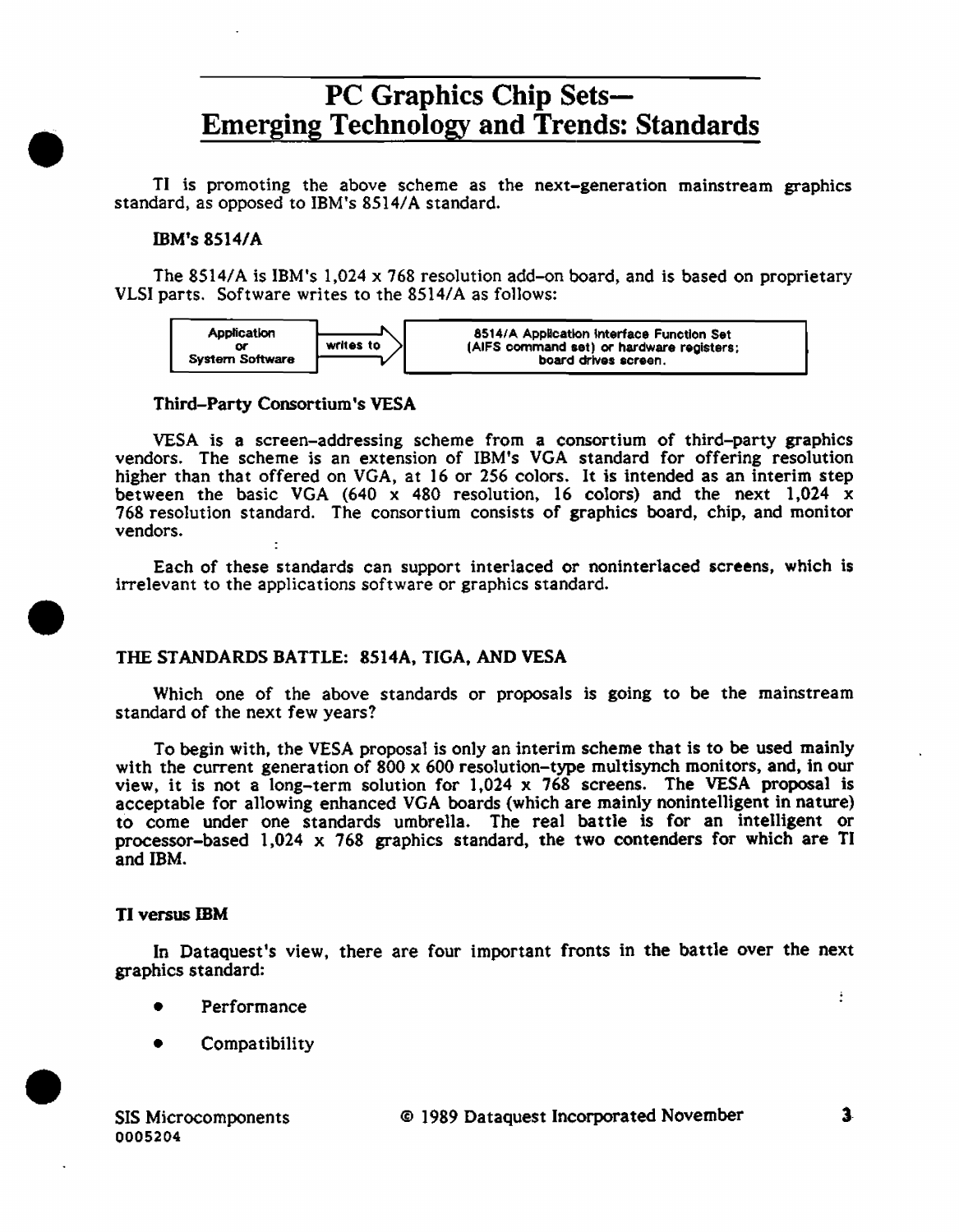# PC Graphics Chip Sets—Emerging Technology and Trends: Standards

TI is promoting the above scheme as the next-generation mainstream graphics standard, as opposed to IBM's 8514/A standard.

### IBM's 8514/A

The 8514/A is IBM's 1,024 x 768 resolution add-on board, and is based on proprietary VLSI parts. Software writes to the 8514/A as follows:

| Application or System Software | writes to → | 8514/A Application Interface Function Set (AIFS command set) or hardware registers; board drives screen. |
|---|---|---|

### Third-Party Consortium's VESA

VESA is a screen-addressing scheme from a consortium of third-party graphics vendors. The scheme is an extension of IBM's VGA standard for offering resolution higher than that offered on VGA, at 16 or 256 colors. It is intended as an interim step between the basic VGA (640 x 480 resolution, 16 colors) and the next 1,024 x 768 resolution standard. The consortium consists of graphics board, chip, and monitor vendors.

Each of these standards can support interlaced or noninterlaced screens, which is irrelevant to the applications software or graphics standard.

## THE STANDARDS BATTLE: 8514A, TIGA, AND VESA

Which one of the above standards or proposals is going to be the mainstream standard of the next few years?

To begin with, the VESA proposal is only an interim scheme that is to be used mainly with the current generation of 800 x 600 resolution-type multisynch monitors, and, in our view, it is not a long-term solution for 1,024 x 768 screens. The VESA proposal is acceptable for allowing enhanced VGA boards (which are mainly nonintelligent in nature) to come under one standards umbrella. The real battle is for an intelligent or processor-based 1,024 x 768 graphics standard, the two contenders for which are TI and IBM.

### TI versus IBM

In Dataquest's view, there are four important fronts in the battle over the next graphics standard:

- Performance
- Compatibility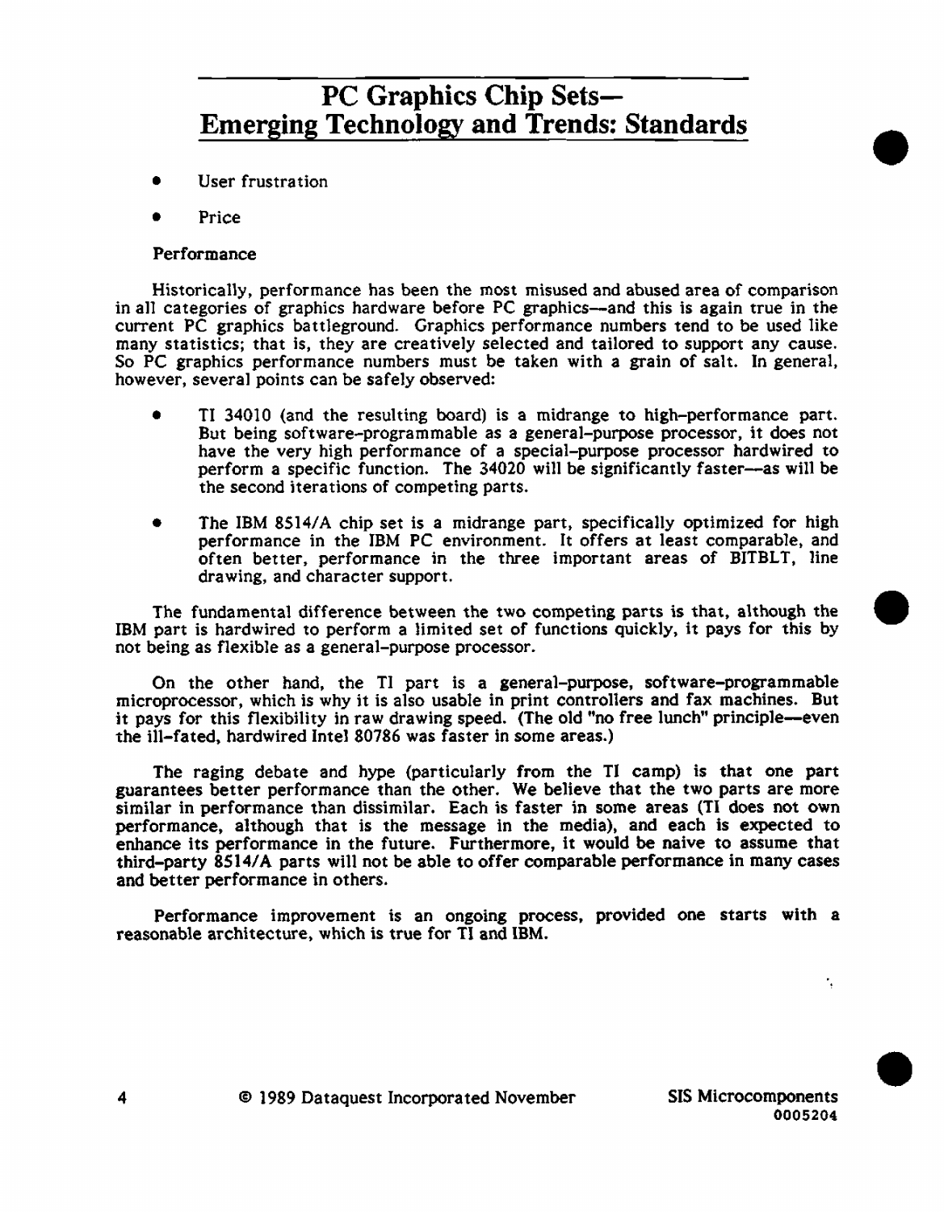- User frustration
- Price

Performance

Historically, performance has been the most misused and abused area of comparison in all categories of graphics hardware before PC graphics—and this is again true in the current PC graphics battleground. Graphics performance numbers tend to be used like many statistics; that is, they are creatively selected and tailored to support any cause. So PC graphics performance numbers must be taken with a grain of salt. In general, however, several points can be safely observed:

- TI 34010 (and the resulting board) is a midrange to high-performance part. But being software-programmable as a general-purpose processor, it does not have the very high performance of a special-purpose processor hardwired to perform a specific function. The 34020 will be significantly faster—as will be the second iterations of competing parts.

- The IBM 8514/A chip set is a midrange part, specifically optimized for high performance in the IBM PC environment. It offers at least comparable, and often better, performance in the three important areas of BITBLT, line drawing, and character support.

The fundamental difference between the two competing parts is that, although the IBM part is hardwired to perform a limited set of functions quickly, it pays for this by not being as flexible as a general-purpose processor.

On the other hand, the TI part is a general-purpose, software-programmable microprocessor, which is why it is also usable in print controllers and fax machines. But it pays for this flexibility in raw drawing speed. (The old "no free lunch" principle—even the ill-fated, hardwired Intel 80786 was faster in some areas.)

The raging debate and hype (particularly from the TI camp) is that one part guarantees better performance than the other. We believe that the two parts are more similar in performance than dissimilar. Each is faster in some areas (TI does not own performance, although that is the message in the media), and each is expected to enhance its performance in the future. Furthermore, it would be naive to assume that third-party 8514/A parts will not be able to offer comparable performance in many cases and better performance in others.

Performance improvement is an ongoing process, provided one starts with a reasonable architecture, which is true for TI and IBM.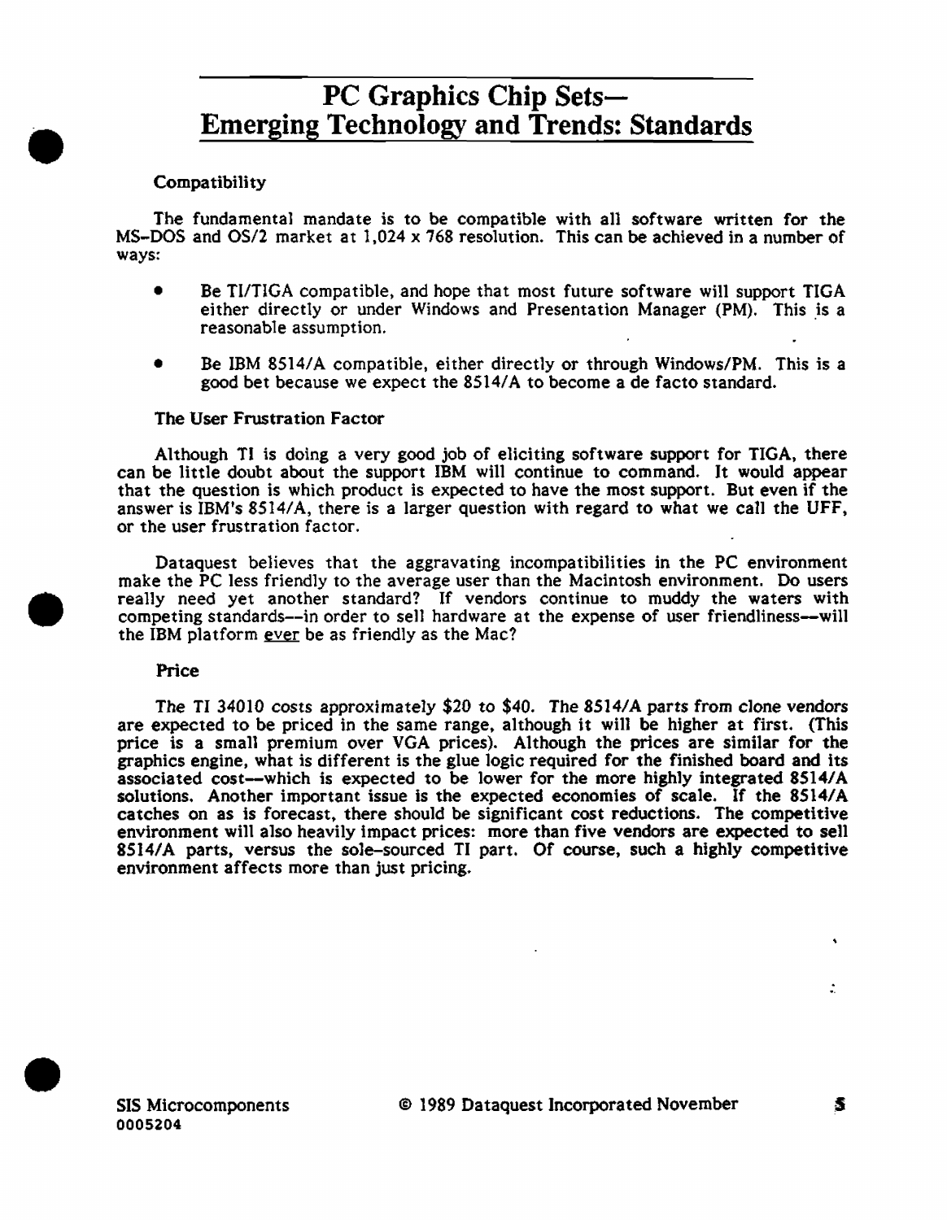# PC Graphics Chip Sets— Emerging Technology and Trends: Standards

### Compatibility

The fundamental mandate is to be compatible with all software written for the MS-DOS and OS/2 market at 1,024 x 768 resolution. This can be achieved in a number of ways:

- Be TI/TIGA compatible, and hope that most future software will support TIGA either directly or under Windows and Presentation Manager (PM). This is a reasonable assumption.
- Be IBM 8514/A compatible, either directly or through Windows/PM. This is a good bet because we expect the 8514/A to become a de facto standard.

### The User Frustration Factor

Although TI is doing a very good job of eliciting software support for TIGA, there can be little doubt about the support IBM will continue to command. It would appear that the question is which product is expected to have the most support. But even if the answer is IBM's 8514/A, there is a larger question with regard to what we call the UFF, or the user frustration factor.

Dataquest believes that the aggravating incompatibilities in the PC environment make the PC less friendly to the average user than the Macintosh environment. Do users really need yet another standard? If vendors continue to muddy the waters with competing standards--in order to sell hardware at the expense of user friendliness--will the IBM platform ever be as friendly as the Mac?

### Price

The TI 34010 costs approximately $20 to $40. The 8514/A parts from clone vendors are expected to be priced in the same range, although it will be higher at first. (This price is a small premium over VGA prices). Although the prices are similar for the graphics engine, what is different is the glue logic required for the finished board and its associated cost--which is expected to be lower for the more highly integrated 8514/A solutions. Another important issue is the expected economies of scale. If the 8514/A catches on as is forecast, there should be significant cost reductions. The competitive environment will also heavily impact prices: more than five vendors are expected to sell 8514/A parts, versus the sole-sourced TI part. Of course, such a highly competitive environment affects more than just pricing.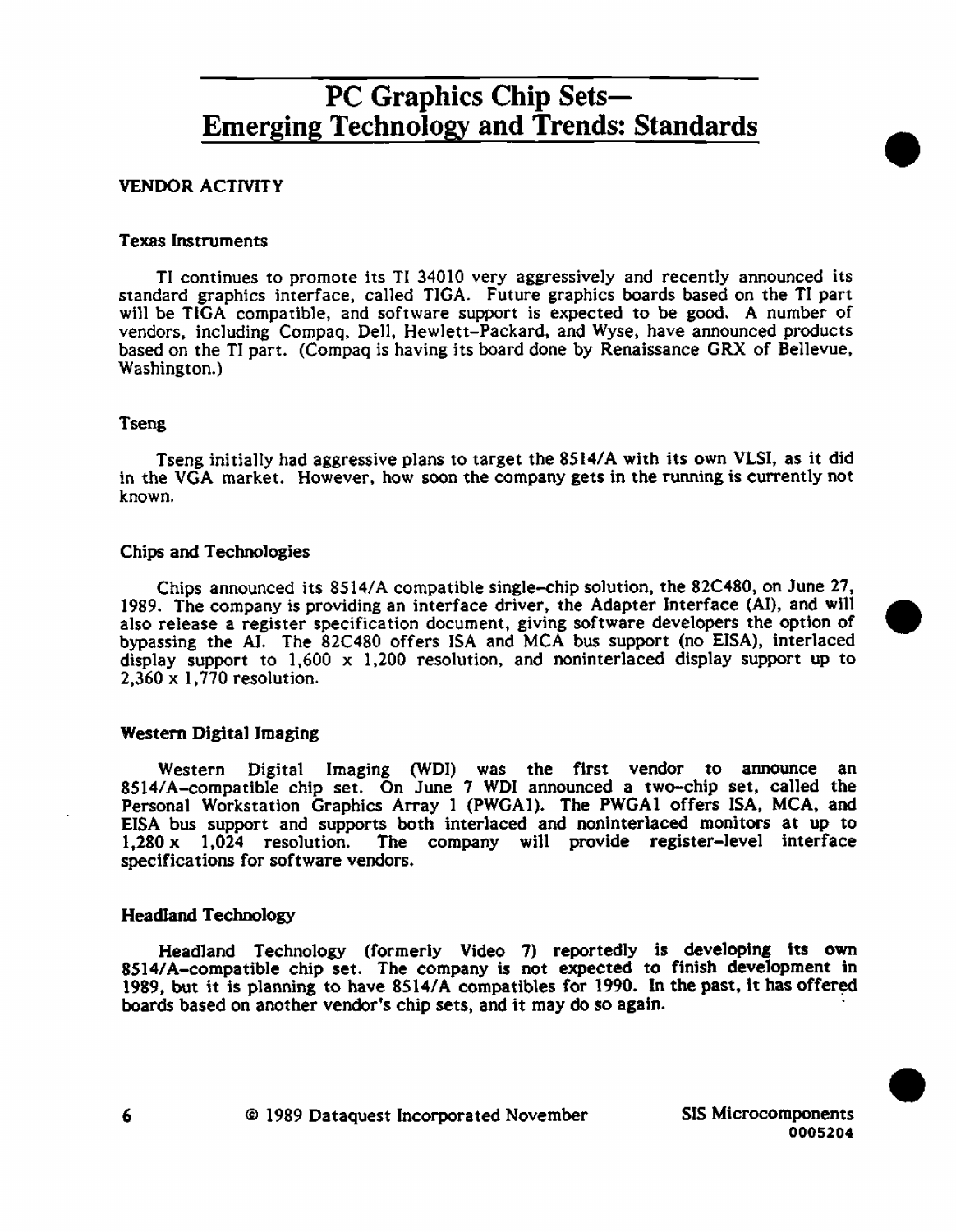# PC Graphics Chip Sets— Emerging Technology and Trends: Standards

## VENDOR ACTIVITY

### Texas Instruments

TI continues to promote its TI 34010 very aggressively and recently announced its standard graphics interface, called TIGA. Future graphics boards based on the TI part will be TIGA compatible, and software support is expected to be good. A number of vendors, including Compaq, Dell, Hewlett-Packard, and Wyse, have announced products based on the TI part. (Compaq is having its board done by Renaissance GRX of Bellevue, Washington.)

### Tseng

Tseng initially had aggressive plans to target the 8514/A with its own VLSI, as it did in the VGA market. However, how soon the company gets in the running is currently not known.

### Chips and Technologies

Chips announced its 8514/A compatible single-chip solution, the 82C480, on June 27, 1989. The company is providing an interface driver, the Adapter Interface (AI), and will also release a register specification document, giving software developers the option of bypassing the AI. The 82C480 offers ISA and MCA bus support (no EISA), interlaced display support to 1,600 x 1,200 resolution, and noninterlaced display support up to 2,360 x 1,770 resolution.

### Western Digital Imaging

Western Digital Imaging (WDI) was the first vendor to announce an 8514/A-compatible chip set. On June 7 WDI announced a two-chip set, called the Personal Workstation Graphics Array 1 (PWGA1). The PWGA1 offers ISA, MCA, and EISA bus support and supports both interlaced and noninterlaced monitors at up to 1,280 x 1,024 resolution. The company will provide register-level interface specifications for software vendors.

### Headland Technology

Headland Technology (formerly Video 7) reportedly is developing its own 8514/A-compatible chip set. The company is not expected to finish development in 1989, but it is planning to have 8514/A compatibles for 1990. In the past, it has offered boards based on another vendor's chip sets, and it may do so again.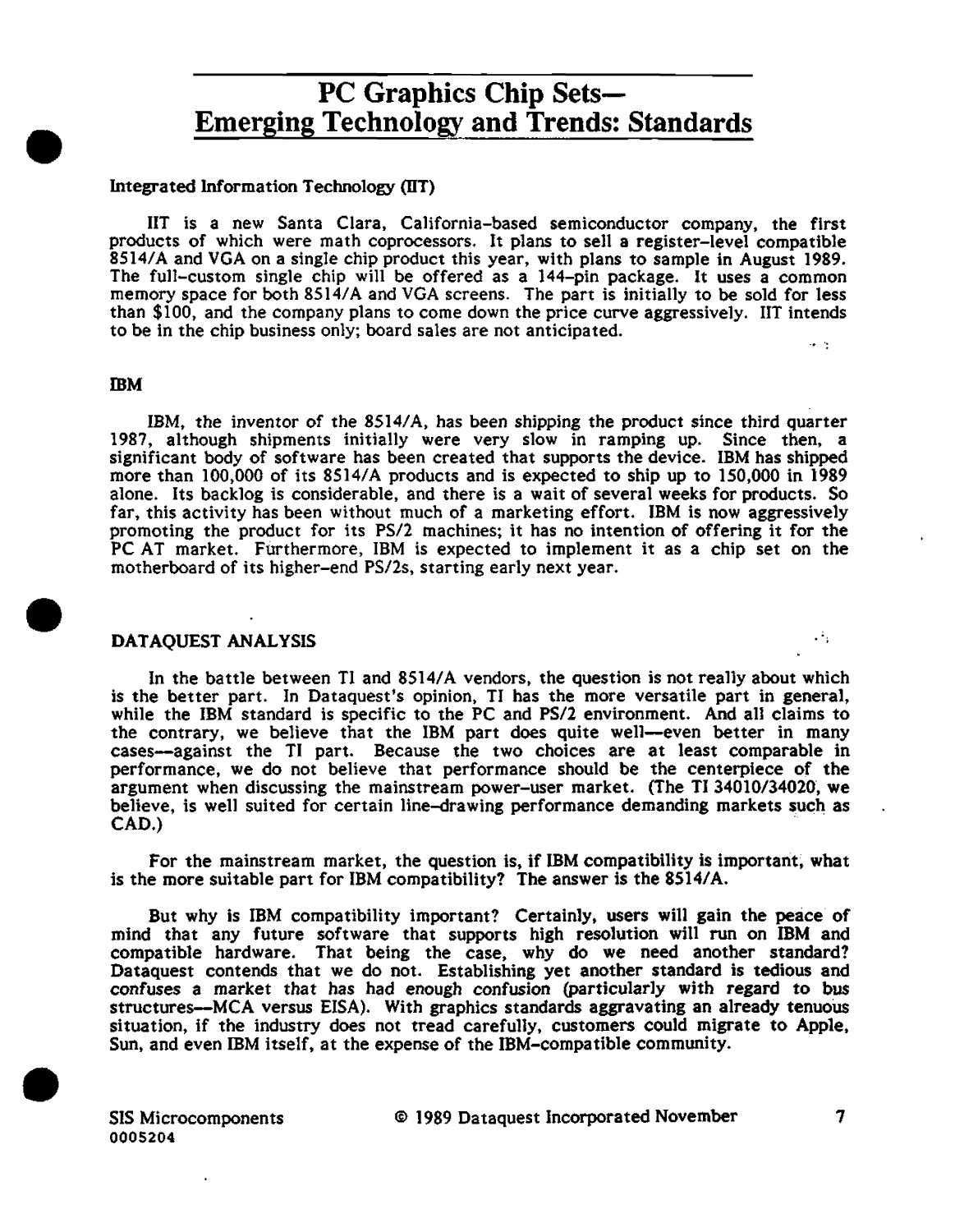# PC Graphics Chip Sets—Emerging Technology and Trends: Standards

### Integrated Information Technology (IIT)

IIT is a new Santa Clara, California-based semiconductor company, the first products of which were math coprocessors. It plans to sell a register-level compatible 8514/A and VGA on a single chip product this year, with plans to sample in August 1989. The full-custom single chip will be offered as a 144-pin package. It uses a common memory space for both 8514/A and VGA screens. The part is initially to be sold for less than $100, and the company plans to come down the price curve aggressively. IIT intends to be in the chip business only; board sales are not anticipated.

### IBM

IBM, the inventor of the 8514/A, has been shipping the product since third quarter 1987, although shipments initially were very slow in ramping up. Since then, a significant body of software has been created that supports the device. IBM has shipped more than 100,000 of its 8514/A products and is expected to ship up to 150,000 in 1989 alone. Its backlog is considerable, and there is a wait of several weeks for products. So far, this activity has been without much of a marketing effort. IBM is now aggressively promoting the product for its PS/2 machines; it has no intention of offering it for the PC AT market. Furthermore, IBM is expected to implement it as a chip set on the motherboard of its higher-end PS/2s, starting early next year.

## DATAQUEST ANALYSIS

In the battle between TI and 8514/A vendors, the question is not really about which is the better part. In Dataquest's opinion, TI has the more versatile part in general, while the IBM standard is specific to the PC and PS/2 environment. And all claims to the contrary, we believe that the IBM part does quite well—even better in many cases—against the TI part. Because the two choices are at least comparable in performance, we do not believe that performance should be the centerpiece of the argument when discussing the mainstream power-user market. (The TI 34010/34020, we believe, is well suited for certain line-drawing performance demanding markets such as CAD.)

For the mainstream market, the question is, if IBM compatibility is important, what is the more suitable part for IBM compatibility? The answer is the 8514/A.

But why is IBM compatibility important? Certainly, users will gain the peace of mind that any future software that supports high resolution will run on IBM and compatible hardware. That being the case, why do we need another standard? Dataquest contends that we do not. Establishing yet another standard is tedious and confuses a market that has had enough confusion (particularly with regard to bus structures—MCA versus EISA). With graphics standards aggravating an already tenuous situation, if the industry does not tread carefully, customers could migrate to Apple, Sun, and even IBM itself, at the expense of the IBM-compatible community.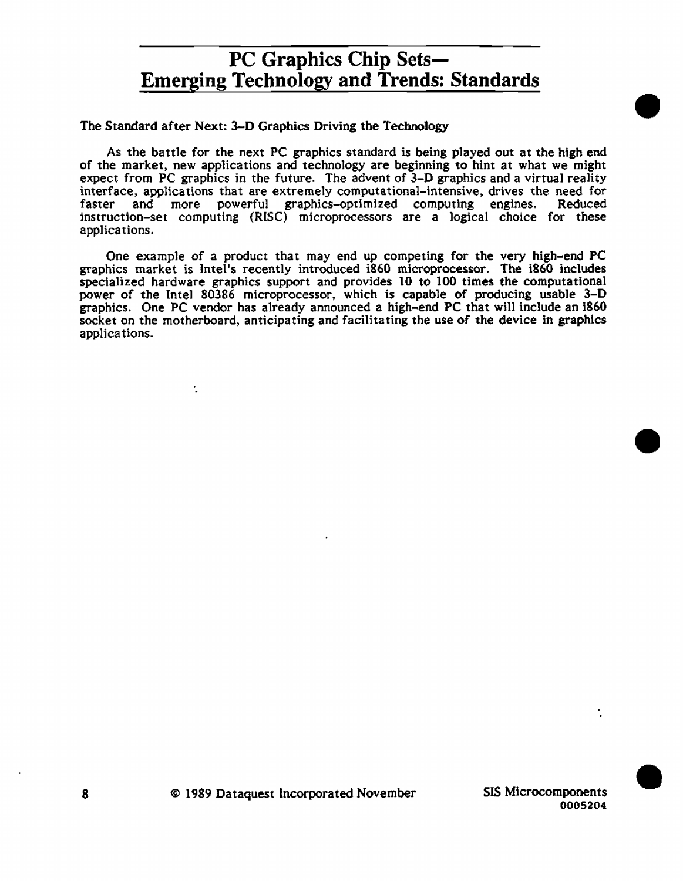# PC Graphics Chip Sets—
# Emerging Technology and Trends: Standards

### The Standard after Next: 3-D Graphics Driving the Technology

As the battle for the next PC graphics standard is being played out at the high end of the market, new applications and technology are beginning to hint at what we might expect from PC graphics in the future. The advent of 3-D graphics and a virtual reality interface, applications that are extremely computational-intensive, drives the need for faster and more powerful graphics-optimized computing engines. Reduced instruction-set computing (RISC) microprocessors are a logical choice for these applications.

One example of a product that may end up competing for the very high-end PC graphics market is Intel's recently introduced i860 microprocessor. The i860 includes specialized hardware graphics support and provides 10 to 100 times the computational power of the Intel 80386 microprocessor, which is capable of producing usable 3-D graphics. One PC vendor has already announced a high-end PC that will include an i860 socket on the motherboard, anticipating and facilitating the use of the device in graphics applications.